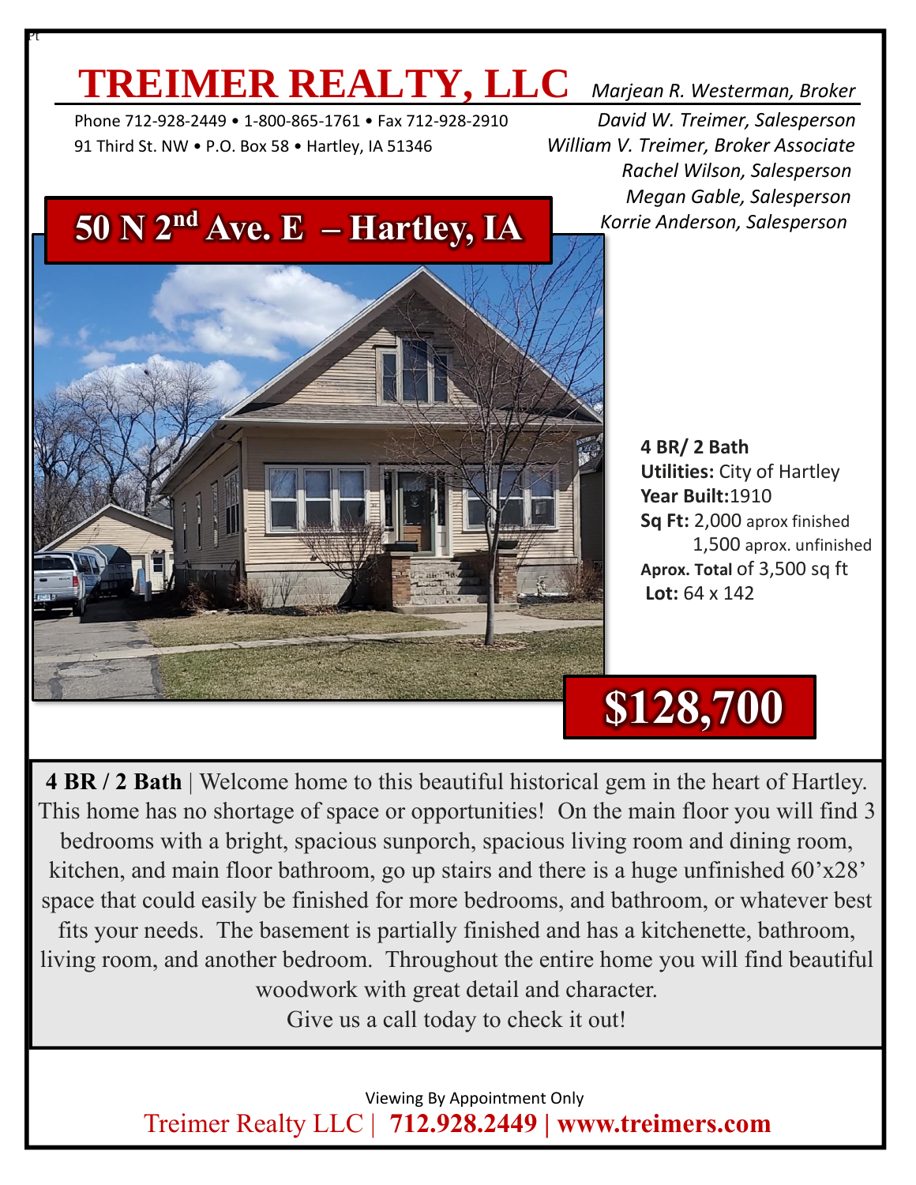# TREIMER REALTY, LLC

Phone 712-928-2449 • 1-800-865-1761 • Fax 712-928-2910
91 Third St. NW • P.O. Box 58 • Hartley, IA 51346

*Marjean R. Westerman, Broker*
*David W. Treimer, Salesperson*
*William V. Treimer, Broker Associate*
*Rachel Wilson, Salesperson*
*Megan Gable, Salesperson*
*Korrie Anderson, Salesperson*

## 50 N 2nd Ave. E – Hartley, IA

**4 BR/ 2 Bath**
**Utilities:** City of Hartley
**Year Built:**1910
**Sq Ft:** 2,000 aprox finished
1,500 aprox. unfinished
**Aprox. Total** of 3,500 sq ft
**Lot:** 64 x 142

## $128,700

**4 BR / 2 Bath** | Welcome home to this beautiful historical gem in the heart of Hartley. This home has no shortage of space or opportunities! On the main floor you will find 3 bedrooms with a bright, spacious sunporch, spacious living room and dining room, kitchen, and main floor bathroom, go up stairs and there is a huge unfinished 60'x28' space that could easily be finished for more bedrooms, and bathroom, or whatever best fits your needs. The basement is partially finished and has a kitchenette, bathroom, living room, and another bedroom. Throughout the entire home you will find beautiful woodwork with great detail and character.
Give us a call today to check it out!

Viewing By Appointment Only
Treimer Realty LLC | **712.928.2449 | www.treimers.com**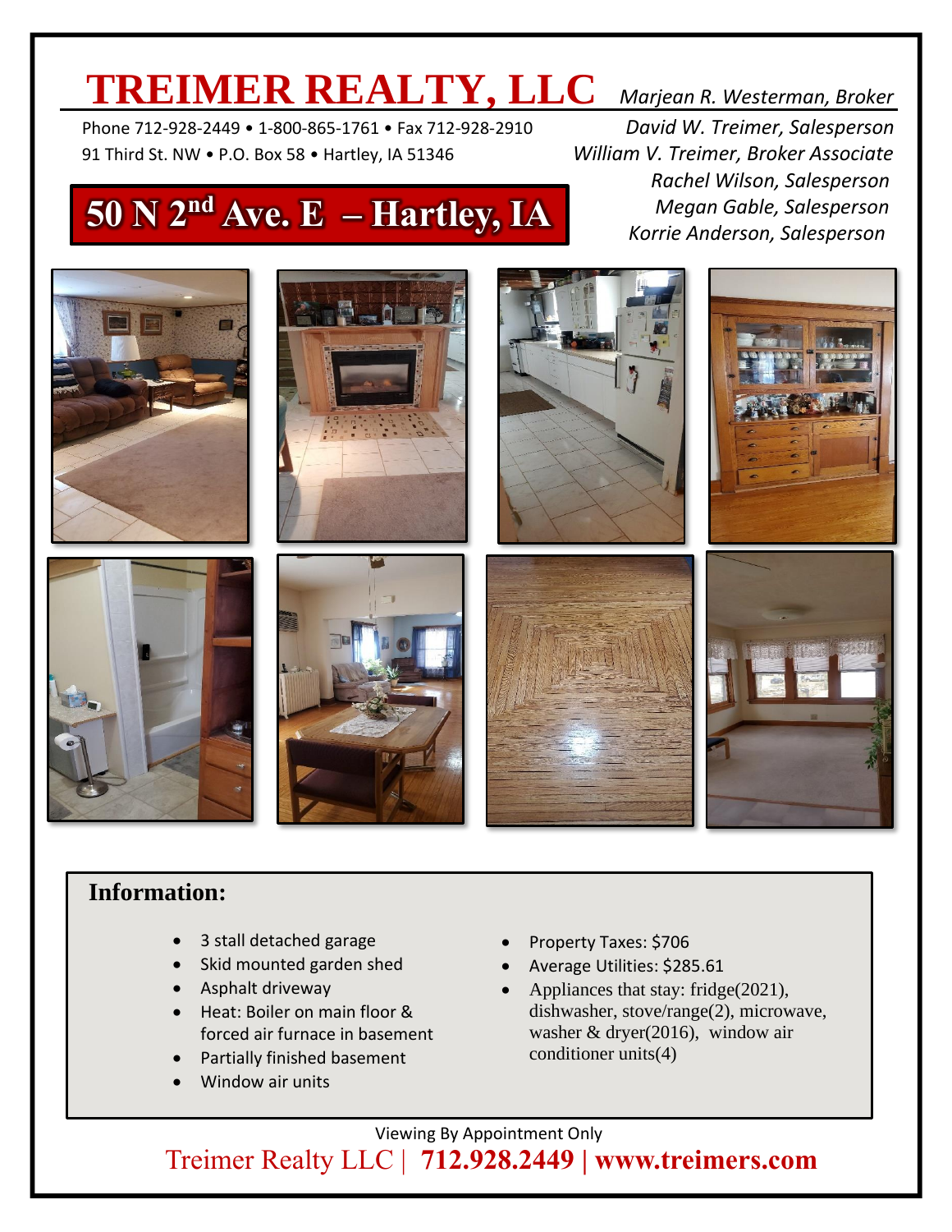# TREIMER REALTY, LLC

Phone 712-928-2449 • 1-800-865-1761 • Fax 712-928-2910
91 Third St. NW • P.O. Box 58 • Hartley, IA 51346

*Marjean R. Westerman, Broker*
*David W. Treimer, Salesperson*
*William V. Treimer, Broker Associate*
*Rachel Wilson, Salesperson*
*Megan Gable, Salesperson*
*Korrie Anderson, Salesperson*

## 50 N 2nd Ave. E – Hartley, IA

### Information:

- 3 stall detached garage
- Skid mounted garden shed
- Asphalt driveway
- Heat: Boiler on main floor & forced air furnace in basement
- Partially finished basement
- Window air units
- Property Taxes: $706
- Average Utilities: $285.61
- Appliances that stay: fridge(2021), dishwasher, stove/range(2), microwave, washer & dryer(2016), window air conditioner units(4)

Viewing By Appointment Only

Treimer Realty LLC | **712.928.2449 | www.treimers.com**